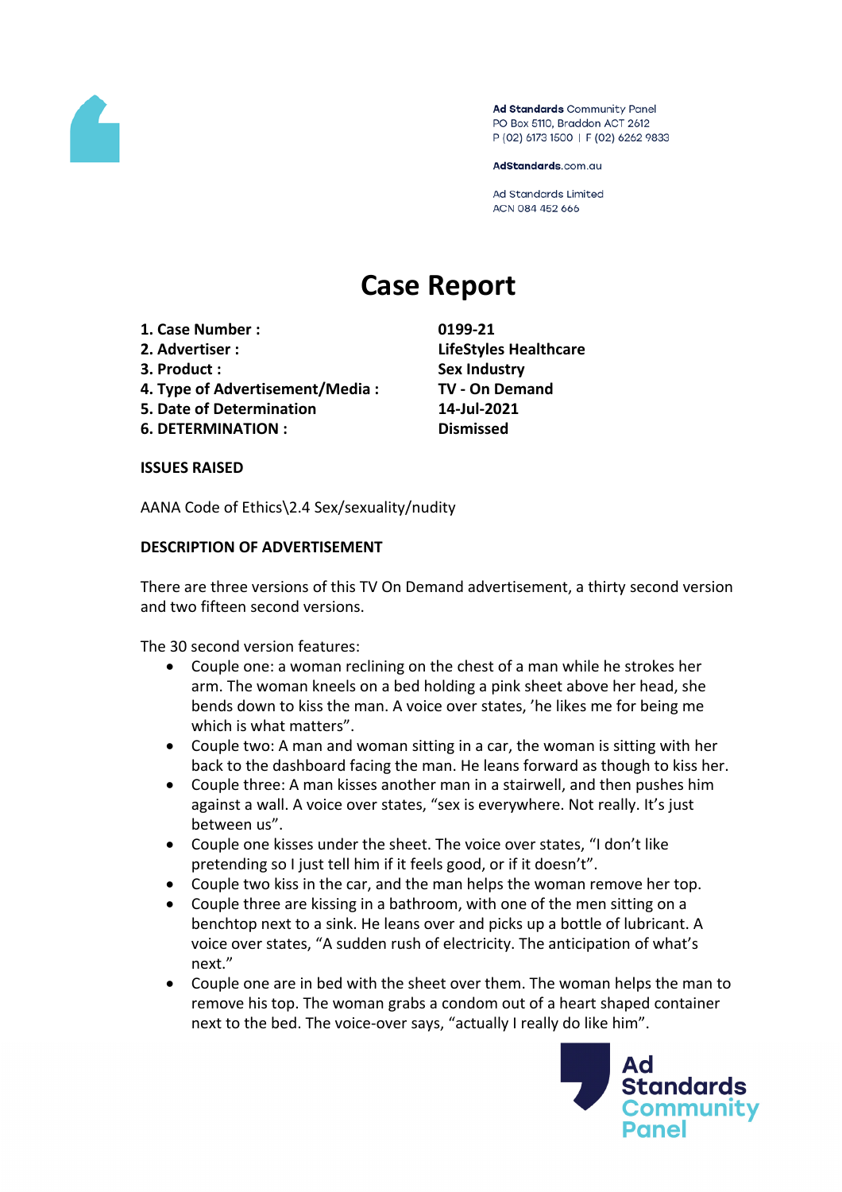Ad Standards Community Panel
PO Box 5110, Braddon ACT 2612
P (02) 6173 1500 | F (02) 6262 9833

AdStandards.com.au

Ad Standards Limited
ACN 084 452 666

# Case Report

| | |
|---|---|
| **1. Case Number :** | **0199-21** |
| **2. Advertiser :** | **LifeStyles Healthcare** |
| **3. Product :** | **Sex Industry** |
| **4. Type of Advertisement/Media :** | **TV - On Demand** |
| **5. Date of Determination** | **14-Jul-2021** |
| **6. DETERMINATION :** | **Dismissed** |

**ISSUES RAISED**

AANA Code of Ethics\2.4 Sex/sexuality/nudity

**DESCRIPTION OF ADVERTISEMENT**

There are three versions of this TV On Demand advertisement, a thirty second version and two fifteen second versions.

The 30 second version features:

- Couple one: a woman reclining on the chest of a man while he strokes her arm. The woman kneels on a bed holding a pink sheet above her head, she bends down to kiss the man. A voice over states, 'he likes me for being me which is what matters".
- Couple two: A man and woman sitting in a car, the woman is sitting with her back to the dashboard facing the man. He leans forward as though to kiss her.
- Couple three: A man kisses another man in a stairwell, and then pushes him against a wall. A voice over states, "sex is everywhere. Not really. It's just between us".
- Couple one kisses under the sheet. The voice over states, "I don't like pretending so I just tell him if it feels good, or if it doesn't".
- Couple two kiss in the car, and the man helps the woman remove her top.
- Couple three are kissing in a bathroom, with one of the men sitting on a benchtop next to a sink. He leans over and picks up a bottle of lubricant. A voice over states, "A sudden rush of electricity. The anticipation of what's next."
- Couple one are in bed with the sheet over them. The woman helps the man to remove his top. The woman grabs a condom out of a heart shaped container next to the bed. The voice-over says, "actually I really do like him".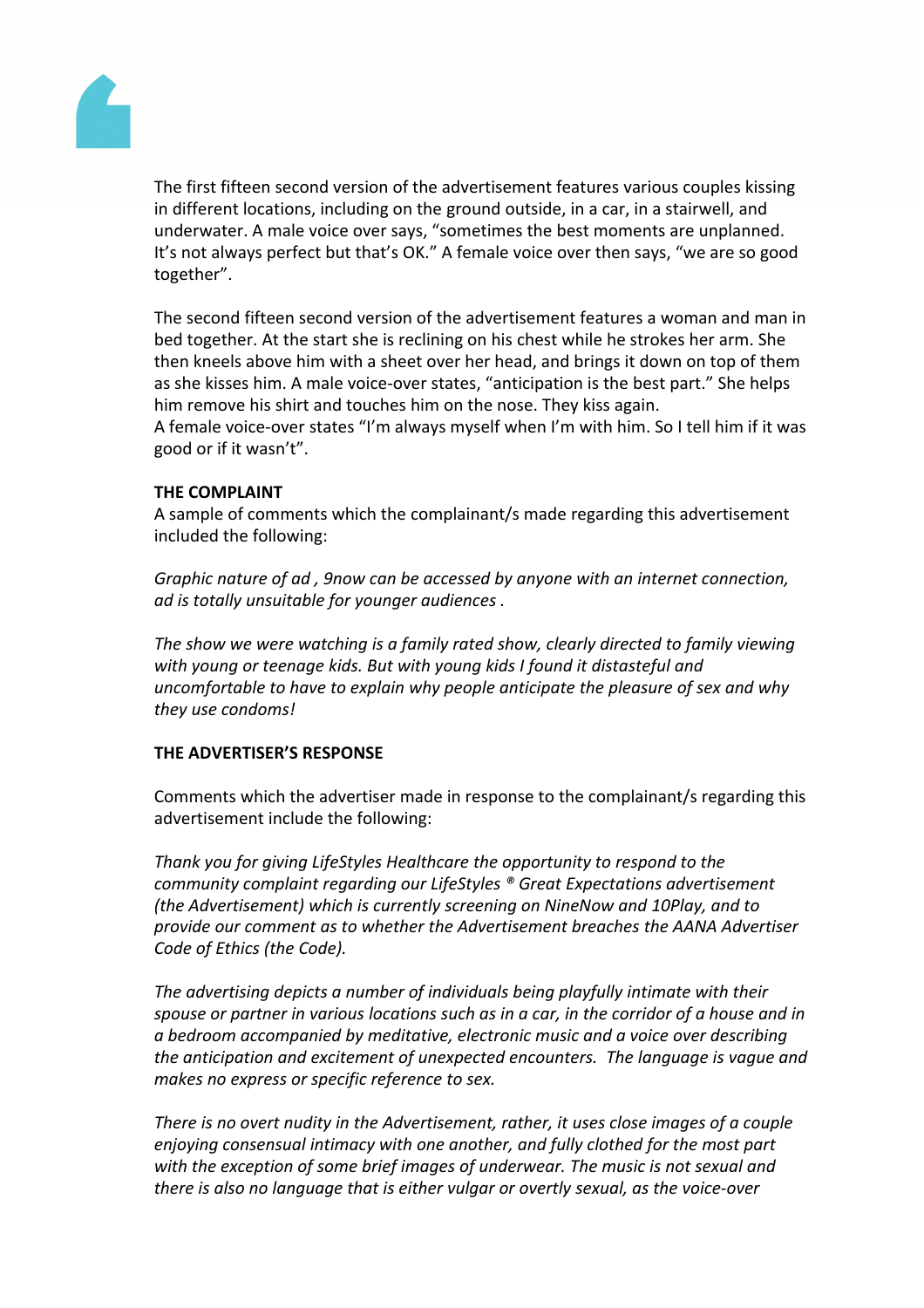The first fifteen second version of the advertisement features various couples kissing in different locations, including on the ground outside, in a car, in a stairwell, and underwater. A male voice over says, "sometimes the best moments are unplanned. It's not always perfect but that's OK." A female voice over then says, "we are so good together".

The second fifteen second version of the advertisement features a woman and man in bed together. At the start she is reclining on his chest while he strokes her arm. She then kneels above him with a sheet over her head, and brings it down on top of them as she kisses him. A male voice-over states, "anticipation is the best part." She helps him remove his shirt and touches him on the nose. They kiss again.
A female voice-over states "I'm always myself when I'm with him. So I tell him if it was good or if it wasn't".

**THE COMPLAINT**

A sample of comments which the complainant/s made regarding this advertisement included the following:

*Graphic nature of ad , 9now can be accessed by anyone with an internet connection, ad is totally unsuitable for younger audiences .*

*The show we were watching is a family rated show, clearly directed to family viewing with young or teenage kids. But with young kids I found it distasteful and uncomfortable to have to explain why people anticipate the pleasure of sex and why they use condoms!*

**THE ADVERTISER'S RESPONSE**

Comments which the advertiser made in response to the complainant/s regarding this advertisement include the following:

*Thank you for giving LifeStyles Healthcare the opportunity to respond to the community complaint regarding our LifeStyles ® Great Expectations advertisement (the Advertisement) which is currently screening on NineNow and 10Play, and to provide our comment as to whether the Advertisement breaches the AANA Advertiser Code of Ethics (the Code).*

*The advertising depicts a number of individuals being playfully intimate with their spouse or partner in various locations such as in a car, in the corridor of a house and in a bedroom accompanied by meditative, electronic music and a voice over describing the anticipation and excitement of unexpected encounters. The language is vague and makes no express or specific reference to sex.*

*There is no overt nudity in the Advertisement, rather, it uses close images of a couple enjoying consensual intimacy with one another, and fully clothed for the most part with the exception of some brief images of underwear. The music is not sexual and there is also no language that is either vulgar or overtly sexual, as the voice-over*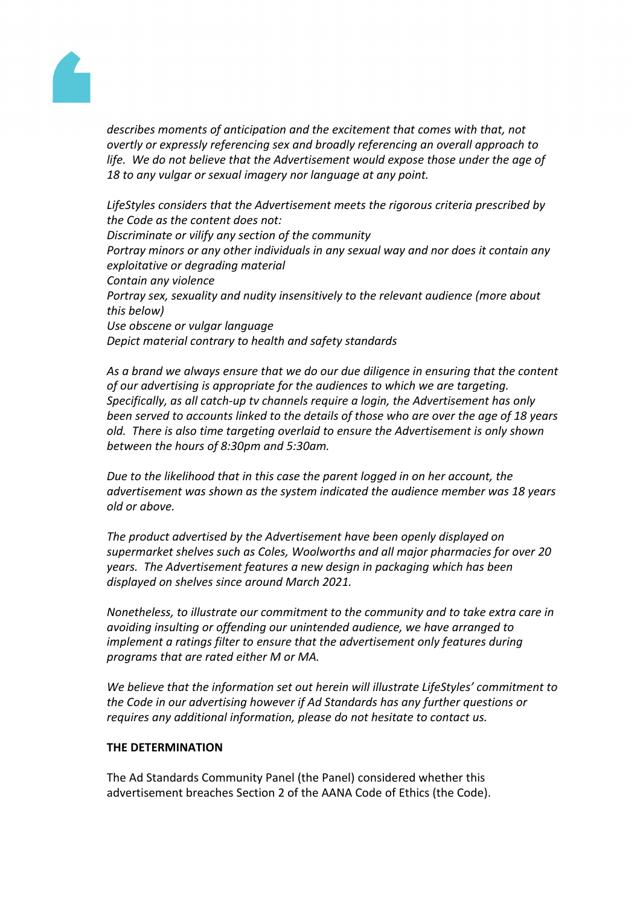*describes moments of anticipation and the excitement that comes with that, not overtly or expressly referencing sex and broadly referencing an overall approach to life. We do not believe that the Advertisement would expose those under the age of 18 to any vulgar or sexual imagery nor language at any point.*

*LifeStyles considers that the Advertisement meets the rigorous criteria prescribed by the Code as the content does not:*
*Discriminate or vilify any section of the community*
*Portray minors or any other individuals in any sexual way and nor does it contain any exploitative or degrading material*
*Contain any violence*
*Portray sex, sexuality and nudity insensitively to the relevant audience (more about this below)*
*Use obscene or vulgar language*
*Depict material contrary to health and safety standards*

*As a brand we always ensure that we do our due diligence in ensuring that the content of our advertising is appropriate for the audiences to which we are targeting. Specifically, as all catch-up tv channels require a login, the Advertisement has only been served to accounts linked to the details of those who are over the age of 18 years old. There is also time targeting overlaid to ensure the Advertisement is only shown between the hours of 8:30pm and 5:30am.*

*Due to the likelihood that in this case the parent logged in on her account, the advertisement was shown as the system indicated the audience member was 18 years old or above.*

*The product advertised by the Advertisement have been openly displayed on supermarket shelves such as Coles, Woolworths and all major pharmacies for over 20 years. The Advertisement features a new design in packaging which has been displayed on shelves since around March 2021.*

*Nonetheless, to illustrate our commitment to the community and to take extra care in avoiding insulting or offending our unintended audience, we have arranged to implement a ratings filter to ensure that the advertisement only features during programs that are rated either M or MA.*

*We believe that the information set out herein will illustrate LifeStyles' commitment to the Code in our advertising however if Ad Standards has any further questions or requires any additional information, please do not hesitate to contact us.*

**THE DETERMINATION**

The Ad Standards Community Panel (the Panel) considered whether this advertisement breaches Section 2 of the AANA Code of Ethics (the Code).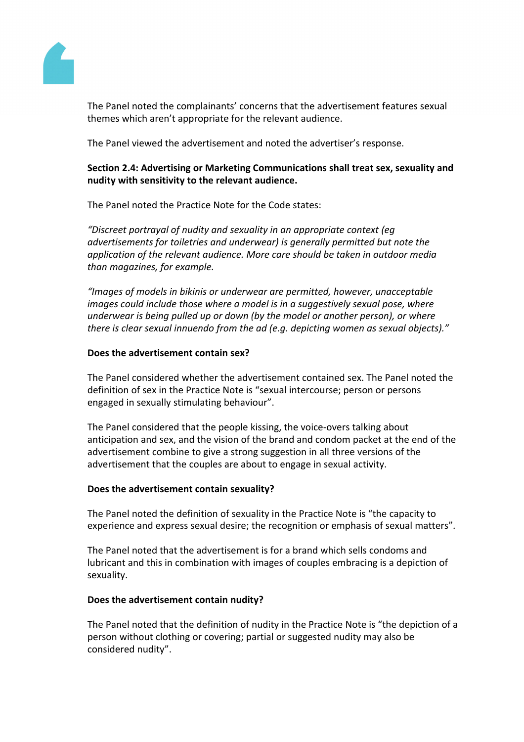The Panel noted the complainants' concerns that the advertisement features sexual themes which aren't appropriate for the relevant audience.

The Panel viewed the advertisement and noted the advertiser's response.

**Section 2.4: Advertising or Marketing Communications shall treat sex, sexuality and nudity with sensitivity to the relevant audience.**

The Panel noted the Practice Note for the Code states:

*"Discreet portrayal of nudity and sexuality in an appropriate context (eg advertisements for toiletries and underwear) is generally permitted but note the application of the relevant audience. More care should be taken in outdoor media than magazines, for example.*

*"Images of models in bikinis or underwear are permitted, however, unacceptable images could include those where a model is in a suggestively sexual pose, where underwear is being pulled up or down (by the model or another person), or where there is clear sexual innuendo from the ad (e.g. depicting women as sexual objects)."*

**Does the advertisement contain sex?**

The Panel considered whether the advertisement contained sex. The Panel noted the definition of sex in the Practice Note is "sexual intercourse; person or persons engaged in sexually stimulating behaviour".

The Panel considered that the people kissing, the voice-overs talking about anticipation and sex, and the vision of the brand and condom packet at the end of the advertisement combine to give a strong suggestion in all three versions of the advertisement that the couples are about to engage in sexual activity.

**Does the advertisement contain sexuality?**

The Panel noted the definition of sexuality in the Practice Note is "the capacity to experience and express sexual desire; the recognition or emphasis of sexual matters".

The Panel noted that the advertisement is for a brand which sells condoms and lubricant and this in combination with images of couples embracing is a depiction of sexuality.

**Does the advertisement contain nudity?**

The Panel noted that the definition of nudity in the Practice Note is "the depiction of a person without clothing or covering; partial or suggested nudity may also be considered nudity".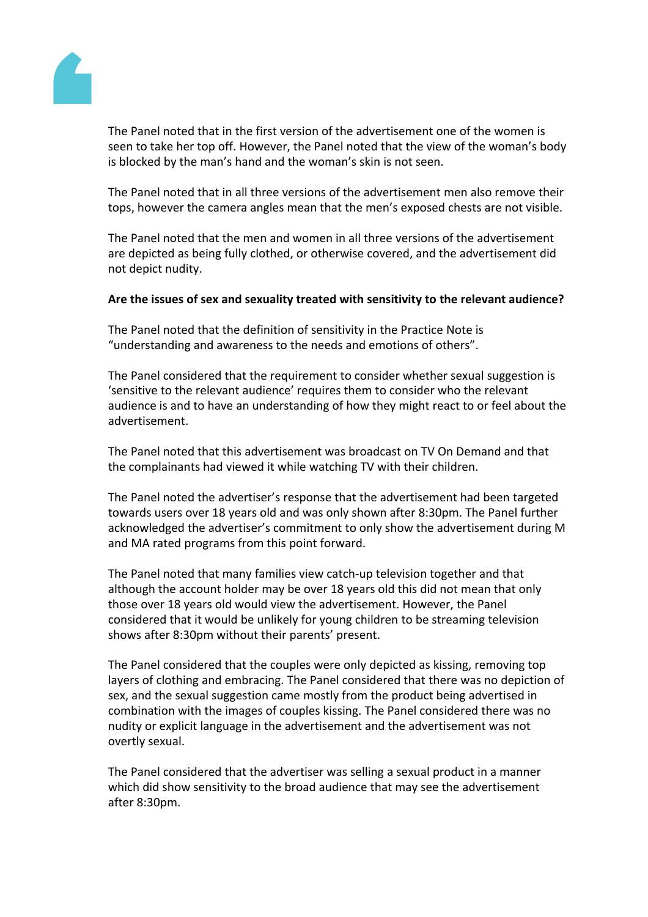The Panel noted that in the first version of the advertisement one of the women is seen to take her top off. However, the Panel noted that the view of the woman's body is blocked by the man's hand and the woman's skin is not seen.

The Panel noted that in all three versions of the advertisement men also remove their tops, however the camera angles mean that the men's exposed chests are not visible.

The Panel noted that the men and women in all three versions of the advertisement are depicted as being fully clothed, or otherwise covered, and the advertisement did not depict nudity.

**Are the issues of sex and sexuality treated with sensitivity to the relevant audience?**

The Panel noted that the definition of sensitivity in the Practice Note is "understanding and awareness to the needs and emotions of others".

The Panel considered that the requirement to consider whether sexual suggestion is 'sensitive to the relevant audience' requires them to consider who the relevant audience is and to have an understanding of how they might react to or feel about the advertisement.

The Panel noted that this advertisement was broadcast on TV On Demand and that the complainants had viewed it while watching TV with their children.

The Panel noted the advertiser's response that the advertisement had been targeted towards users over 18 years old and was only shown after 8:30pm. The Panel further acknowledged the advertiser's commitment to only show the advertisement during M and MA rated programs from this point forward.

The Panel noted that many families view catch-up television together and that although the account holder may be over 18 years old this did not mean that only those over 18 years old would view the advertisement. However, the Panel considered that it would be unlikely for young children to be streaming television shows after 8:30pm without their parents' present.

The Panel considered that the couples were only depicted as kissing, removing top layers of clothing and embracing. The Panel considered that there was no depiction of sex, and the sexual suggestion came mostly from the product being advertised in combination with the images of couples kissing. The Panel considered there was no nudity or explicit language in the advertisement and the advertisement was not overtly sexual.

The Panel considered that the advertiser was selling a sexual product in a manner which did show sensitivity to the broad audience that may see the advertisement after 8:30pm.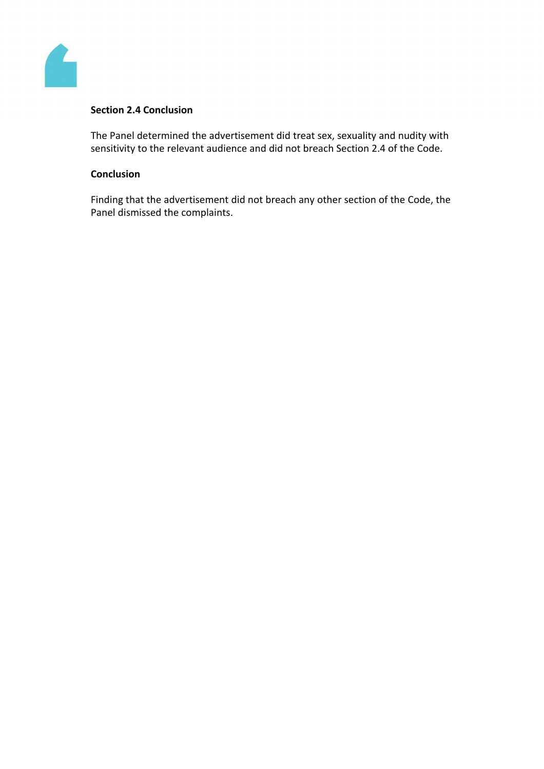**Section 2.4 Conclusion**

The Panel determined the advertisement did treat sex, sexuality and nudity with sensitivity to the relevant audience and did not breach Section 2.4 of the Code.

**Conclusion**

Finding that the advertisement did not breach any other section of the Code, the Panel dismissed the complaints.